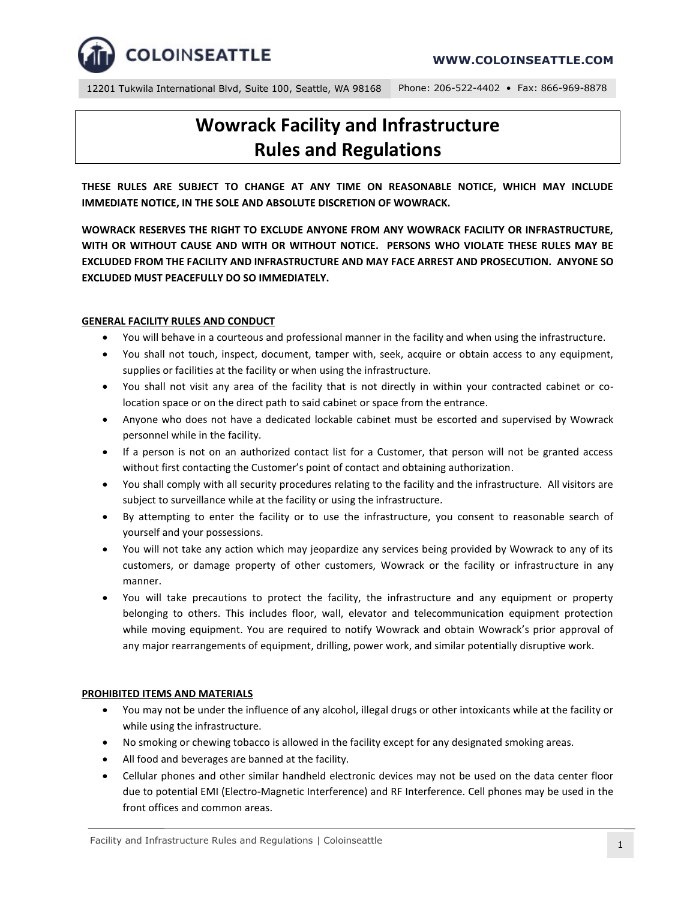COLOINSEATTLE

WWW.COLOINSEATTLE.COM

12201 Tukwila International Blvd, Suite 100, Seattle, WA 98168 | Phone: 206-522-4402 • Fax: 866-969-8878

# Wowrack Facility and Infrastructure Rules and Regulations

**THESE RULES ARE SUBJECT TO CHANGE AT ANY TIME ON REASONABLE NOTICE, WHICH MAY INCLUDE IMMEDIATE NOTICE, IN THE SOLE AND ABSOLUTE DISCRETION OF WOWRACK.**

**WOWRACK RESERVES THE RIGHT TO EXCLUDE ANYONE FROM ANY WOWRACK FACILITY OR INFRASTRUCTURE, WITH OR WITHOUT CAUSE AND WITH OR WITHOUT NOTICE. PERSONS WHO VIOLATE THESE RULES MAY BE EXCLUDED FROM THE FACILITY AND INFRASTRUCTURE AND MAY FACE ARREST AND PROSECUTION. ANYONE SO EXCLUDED MUST PEACEFULLY DO SO IMMEDIATELY.**

## GENERAL FACILITY RULES AND CONDUCT

- You will behave in a courteous and professional manner in the facility and when using the infrastructure.
- You shall not touch, inspect, document, tamper with, seek, acquire or obtain access to any equipment, supplies or facilities at the facility or when using the infrastructure.
- You shall not visit any area of the facility that is not directly in within your contracted cabinet or co-location space or on the direct path to said cabinet or space from the entrance.
- Anyone who does not have a dedicated lockable cabinet must be escorted and supervised by Wowrack personnel while in the facility.
- If a person is not on an authorized contact list for a Customer, that person will not be granted access without first contacting the Customer's point of contact and obtaining authorization.
- You shall comply with all security procedures relating to the facility and the infrastructure. All visitors are subject to surveillance while at the facility or using the infrastructure.
- By attempting to enter the facility or to use the infrastructure, you consent to reasonable search of yourself and your possessions.
- You will not take any action which may jeopardize any services being provided by Wowrack to any of its customers, or damage property of other customers, Wowrack or the facility or infrastructure in any manner.
- You will take precautions to protect the facility, the infrastructure and any equipment or property belonging to others. This includes floor, wall, elevator and telecommunication equipment protection while moving equipment. You are required to notify Wowrack and obtain Wowrack's prior approval of any major rearrangements of equipment, drilling, power work, and similar potentially disruptive work.

## PROHIBITED ITEMS AND MATERIALS

- You may not be under the influence of any alcohol, illegal drugs or other intoxicants while at the facility or while using the infrastructure.
- No smoking or chewing tobacco is allowed in the facility except for any designated smoking areas.
- All food and beverages are banned at the facility.
- Cellular phones and other similar handheld electronic devices may not be used on the data center floor due to potential EMI (Electro-Magnetic Interference) and RF Interference. Cell phones may be used in the front offices and common areas.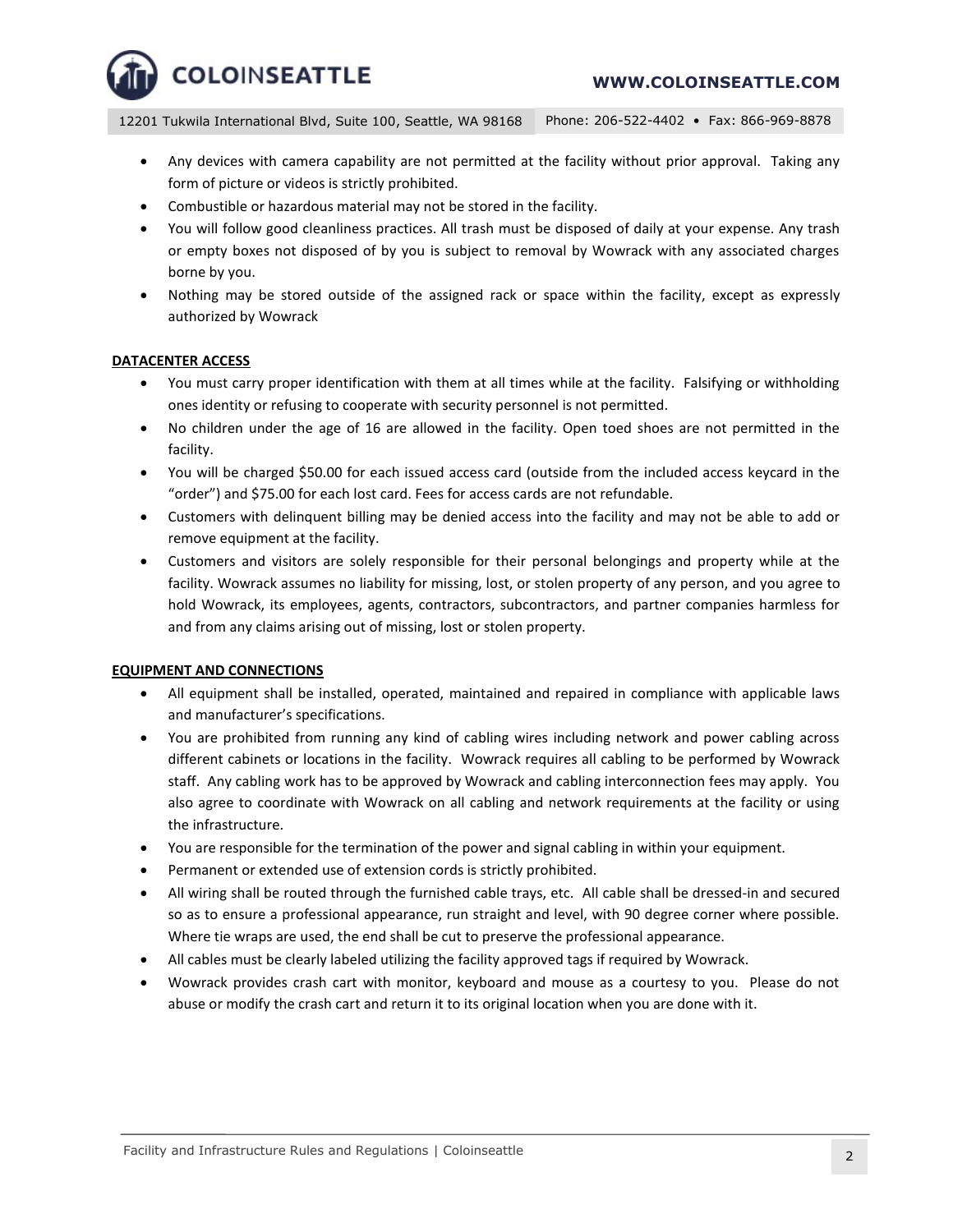- Any devices with camera capability are not permitted at the facility without prior approval. Taking any form of picture or videos is strictly prohibited.
- Combustible or hazardous material may not be stored in the facility.
- You will follow good cleanliness practices. All trash must be disposed of daily at your expense. Any trash or empty boxes not disposed of by you is subject to removal by Wowrack with any associated charges borne by you.
- Nothing may be stored outside of the assigned rack or space within the facility, except as expressly authorized by Wowrack

## DATACENTER ACCESS

- You must carry proper identification with them at all times while at the facility. Falsifying or withholding ones identity or refusing to cooperate with security personnel is not permitted.
- No children under the age of 16 are allowed in the facility. Open toed shoes are not permitted in the facility.
- You will be charged $50.00 for each issued access card (outside from the included access keycard in the "order") and $75.00 for each lost card. Fees for access cards are not refundable.
- Customers with delinquent billing may be denied access into the facility and may not be able to add or remove equipment at the facility.
- Customers and visitors are solely responsible for their personal belongings and property while at the facility. Wowrack assumes no liability for missing, lost, or stolen property of any person, and you agree to hold Wowrack, its employees, agents, contractors, subcontractors, and partner companies harmless for and from any claims arising out of missing, lost or stolen property.

## EQUIPMENT AND CONNECTIONS

- All equipment shall be installed, operated, maintained and repaired in compliance with applicable laws and manufacturer's specifications.
- You are prohibited from running any kind of cabling wires including network and power cabling across different cabinets or locations in the facility. Wowrack requires all cabling to be performed by Wowrack staff. Any cabling work has to be approved by Wowrack and cabling interconnection fees may apply. You also agree to coordinate with Wowrack on all cabling and network requirements at the facility or using the infrastructure.
- You are responsible for the termination of the power and signal cabling in within your equipment.
- Permanent or extended use of extension cords is strictly prohibited.
- All wiring shall be routed through the furnished cable trays, etc. All cable shall be dressed-in and secured so as to ensure a professional appearance, run straight and level, with 90 degree corner where possible. Where tie wraps are used, the end shall be cut to preserve the professional appearance.
- All cables must be clearly labeled utilizing the facility approved tags if required by Wowrack.
- Wowrack provides crash cart with monitor, keyboard and mouse as a courtesy to you. Please do not abuse or modify the crash cart and return it to its original location when you are done with it.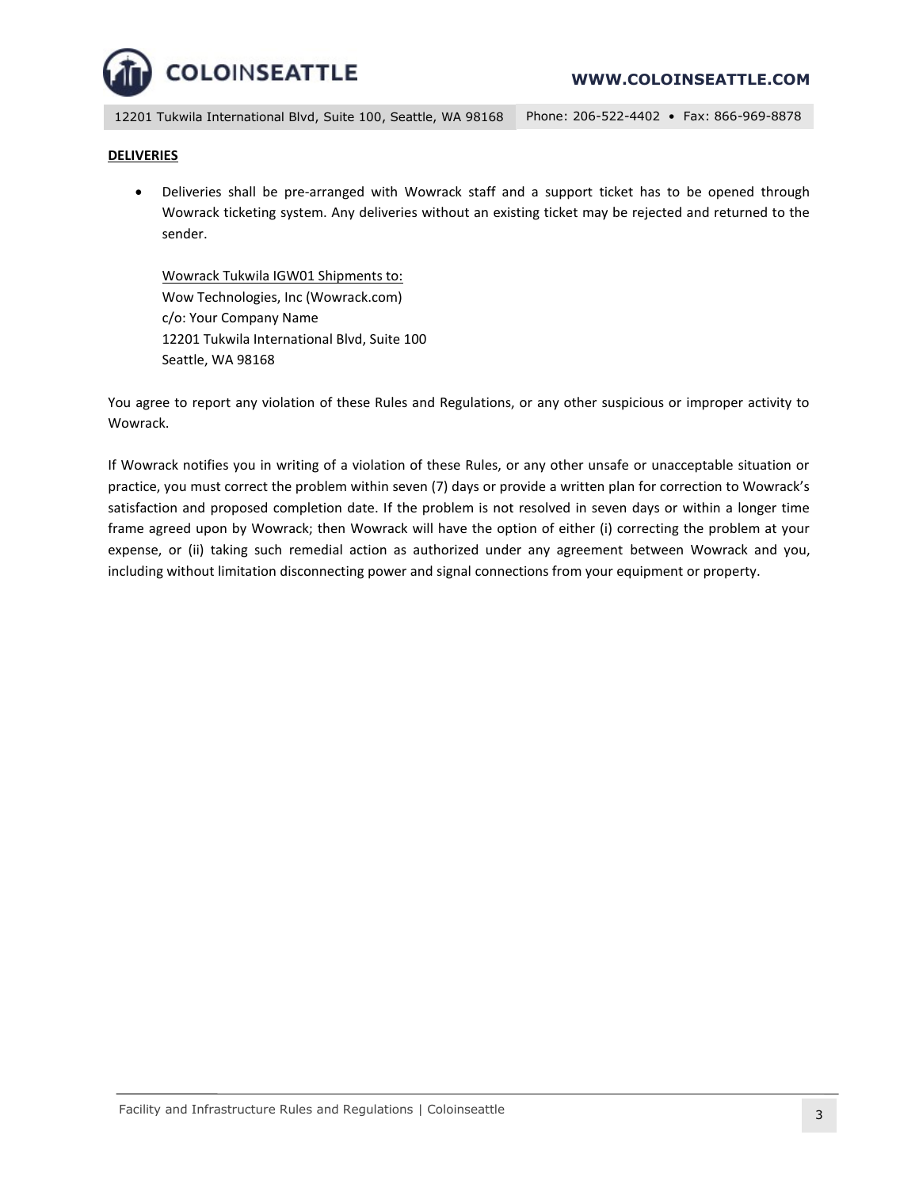**DELIVERIES**

- Deliveries shall be pre-arranged with Wowrack staff and a support ticket has to be opened through Wowrack ticketing system. Any deliveries without an existing ticket may be rejected and returned to the sender.

  Wowrack Tukwila IGW01 Shipments to:
  Wow Technologies, Inc (Wowrack.com)
  c/o: Your Company Name
  12201 Tukwila International Blvd, Suite 100
  Seattle, WA 98168

You agree to report any violation of these Rules and Regulations, or any other suspicious or improper activity to Wowrack.

If Wowrack notifies you in writing of a violation of these Rules, or any other unsafe or unacceptable situation or practice, you must correct the problem within seven (7) days or provide a written plan for correction to Wowrack's satisfaction and proposed completion date. If the problem is not resolved in seven days or within a longer time frame agreed upon by Wowrack; then Wowrack will have the option of either (i) correcting the problem at your expense, or (ii) taking such remedial action as authorized under any agreement between Wowrack and you, including without limitation disconnecting power and signal connections from your equipment or property.